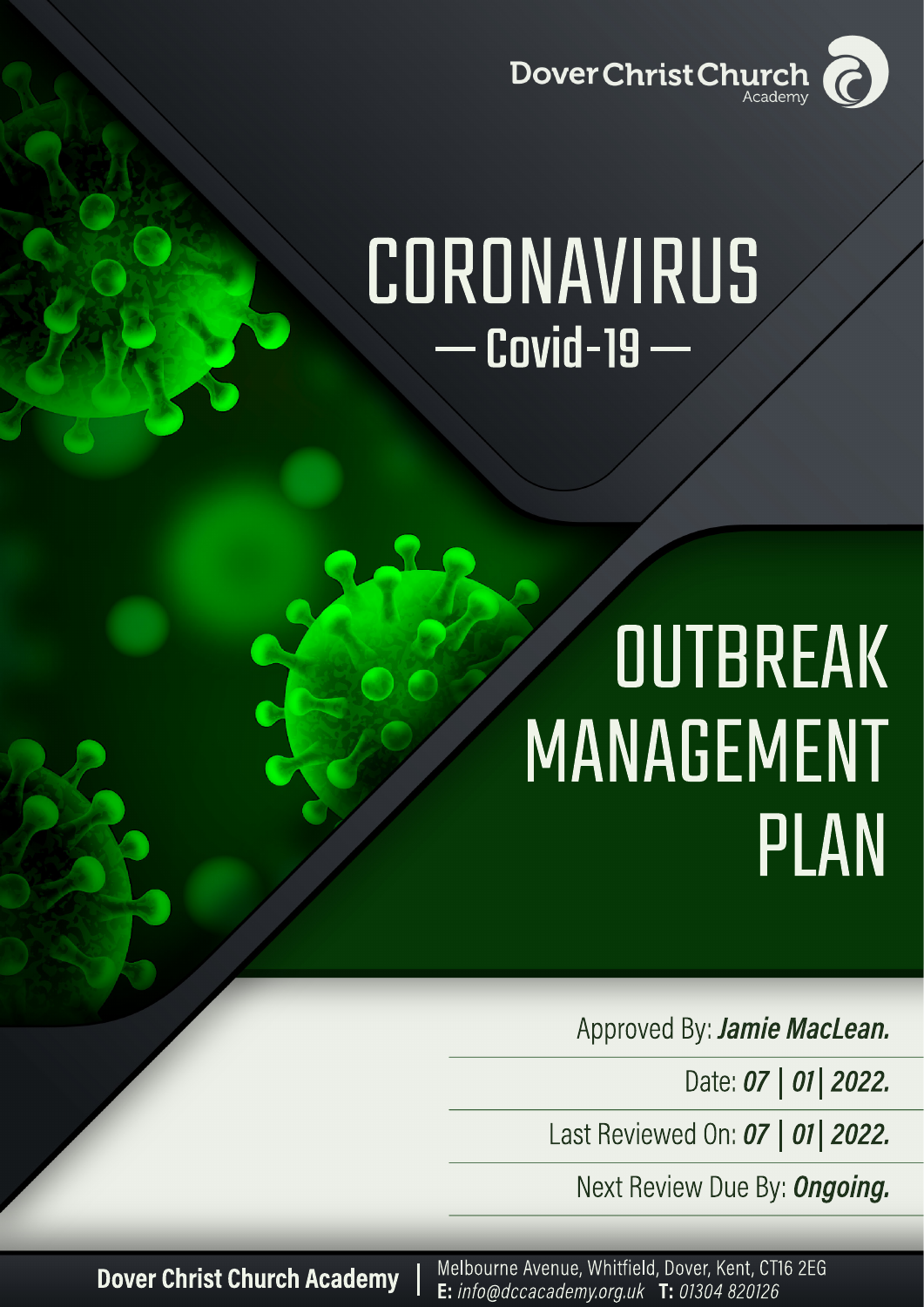Dover Christ Church Academy

# CORONAVIRUS

## — Covid-19 —

# OUTBREAK MANAGEMENT PLAN

Approved By: ***Jamie MacLean.***

Date: ***07 | 01 | 2022.***

Last Reviewed On: ***07 | 01 | 2022.***

Next Review Due By: ***Ongoing.***

**Dover Christ Church Academy** | Melbourne Avenue, Whitfield, Dover, Kent, CT16 2EG
**E:** *info@dccacademy.org.uk* **T:** *01304 820126*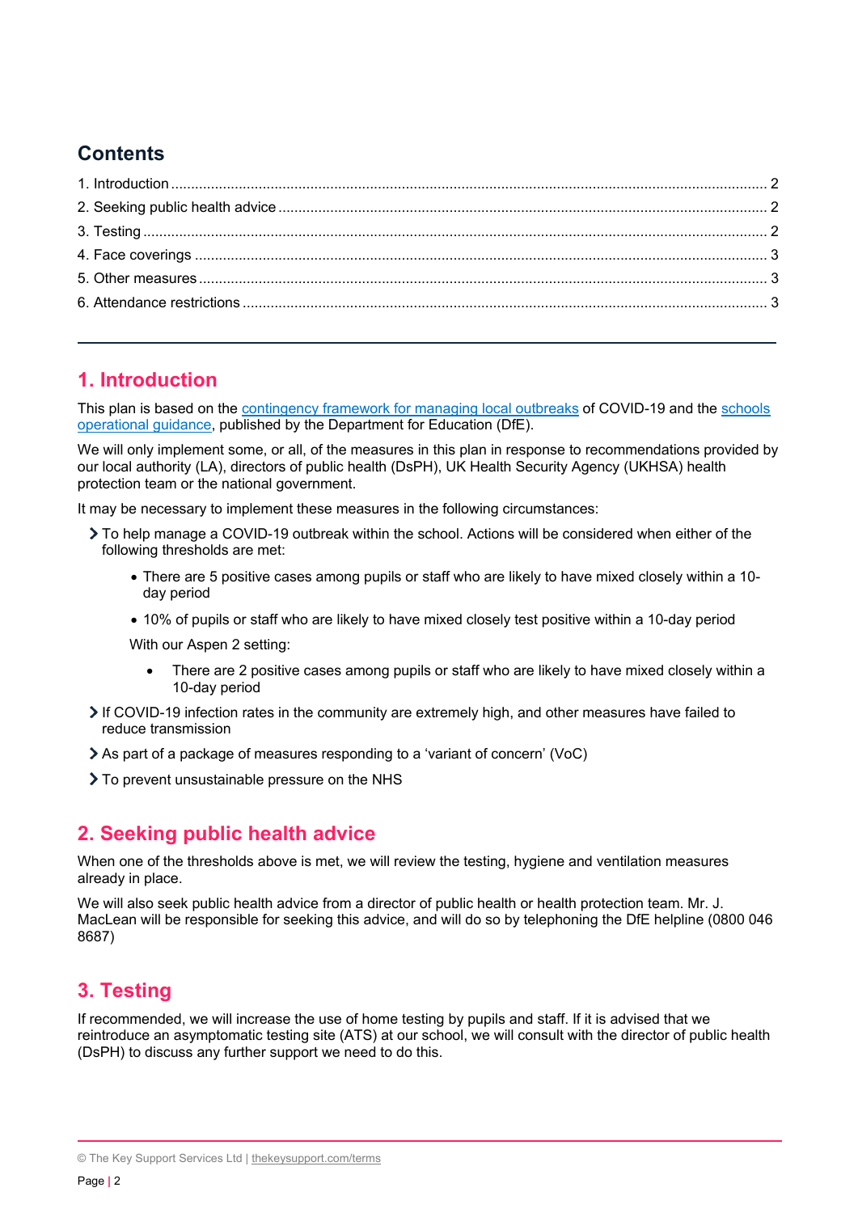## Contents

1. Introduction .......... 2
2. Seeking public health advice .......... 2
3. Testing .......... 2
4. Face coverings .......... 3
5. Other measures .......... 3
6. Attendance restrictions .......... 3

---

## 1. Introduction

This plan is based on the [contingency framework for managing local outbreaks](#) of COVID-19 and the [schools operational guidance](#), published by the Department for Education (DfE).

We will only implement some, or all, of the measures in this plan in response to recommendations provided by our local authority (LA), directors of public health (DsPH), UK Health Security Agency (UKHSA) health protection team or the national government.

It may be necessary to implement these measures in the following circumstances:

- To help manage a COVID-19 outbreak within the school. Actions will be considered when either of the following thresholds are met:
  - There are 5 positive cases among pupils or staff who are likely to have mixed closely within a 10-day period
  - 10% of pupils or staff who are likely to have mixed closely test positive within a 10-day period

  With our Aspen 2 setting:

  - There are 2 positive cases among pupils or staff who are likely to have mixed closely within a 10-day period
- If COVID-19 infection rates in the community are extremely high, and other measures have failed to reduce transmission
- As part of a package of measures responding to a 'variant of concern' (VoC)
- To prevent unsustainable pressure on the NHS

## 2. Seeking public health advice

When one of the thresholds above is met, we will review the testing, hygiene and ventilation measures already in place.

We will also seek public health advice from a director of public health or health protection team. Mr. J. MacLean will be responsible for seeking this advice, and will do so by telephoning the DfE helpline (0800 046 8687)

## 3. Testing

If recommended, we will increase the use of home testing by pupils and staff. If it is advised that we reintroduce an asymptomatic testing site (ATS) at our school, we will consult with the director of public health (DsPH) to discuss any further support we need to do this.

© The Key Support Services Ltd | thekeysupport.com/terms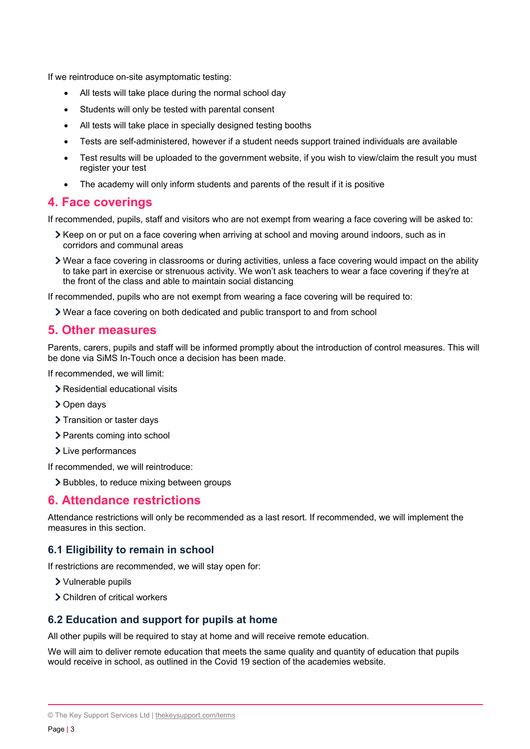If we reintroduce on-site asymptomatic testing:

- All tests will take place during the normal school day
- Students will only be tested with parental consent
- All tests will take place in specially designed testing booths
- Tests are self-administered, however if a student needs support trained individuals are available
- Test results will be uploaded to the government website, if you wish to view/claim the result you must register your test
- The academy will only inform students and parents of the result if it is positive

## 4. Face coverings

If recommended, pupils, staff and visitors who are not exempt from wearing a face covering will be asked to:

- Keep on or put on a face covering when arriving at school and moving around indoors, such as in corridors and communal areas
- Wear a face covering in classrooms or during activities, unless a face covering would impact on the ability to take part in exercise or strenuous activity. We won't ask teachers to wear a face covering if they're at the front of the class and able to maintain social distancing

If recommended, pupils who are not exempt from wearing a face covering will be required to:

- Wear a face covering on both dedicated and public transport to and from school

## 5. Other measures

Parents, carers, pupils and staff will be informed promptly about the introduction of control measures. This will be done via SiMS In-Touch once a decision has been made.

If recommended, we will limit:

- Residential educational visits
- Open days
- Transition or taster days
- Parents coming into school
- Live performances

If recommended, we will reintroduce:

- Bubbles, to reduce mixing between groups

## 6. Attendance restrictions

Attendance restrictions will only be recommended as a last resort. If recommended, we will implement the measures in this section.

### 6.1 Eligibility to remain in school

If restrictions are recommended, we will stay open for:

- Vulnerable pupils
- Children of critical workers

### 6.2 Education and support for pupils at home

All other pupils will be required to stay at home and will receive remote education.

We will aim to deliver remote education that meets the same quality and quantity of education that pupils would receive in school, as outlined in the Covid 19 section of the academies website.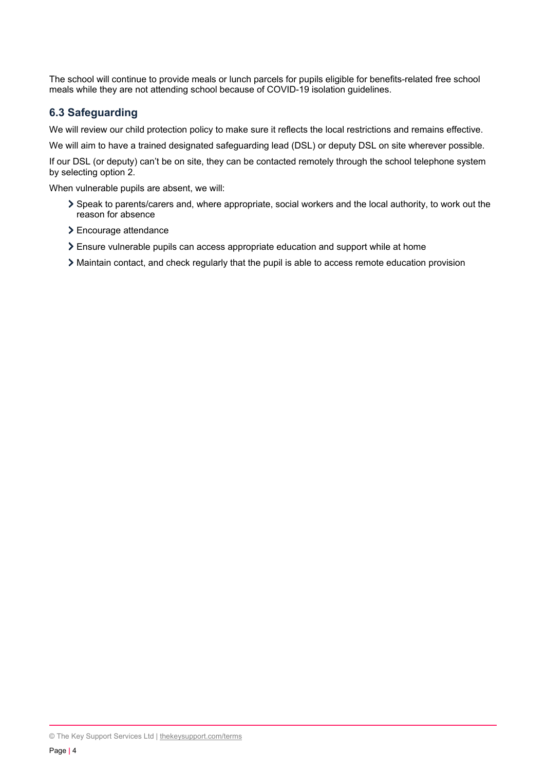The school will continue to provide meals or lunch parcels for pupils eligible for benefits-related free school meals while they are not attending school because of COVID-19 isolation guidelines.

### 6.3 Safeguarding

We will review our child protection policy to make sure it reflects the local restrictions and remains effective.

We will aim to have a trained designated safeguarding lead (DSL) or deputy DSL on site wherever possible.

If our DSL (or deputy) can't be on site, they can be contacted remotely through the school telephone system by selecting option 2.

When vulnerable pupils are absent, we will:

- Speak to parents/carers and, where appropriate, social workers and the local authority, to work out the reason for absence
- Encourage attendance
- Ensure vulnerable pupils can access appropriate education and support while at home
- Maintain contact, and check regularly that the pupil is able to access remote education provision